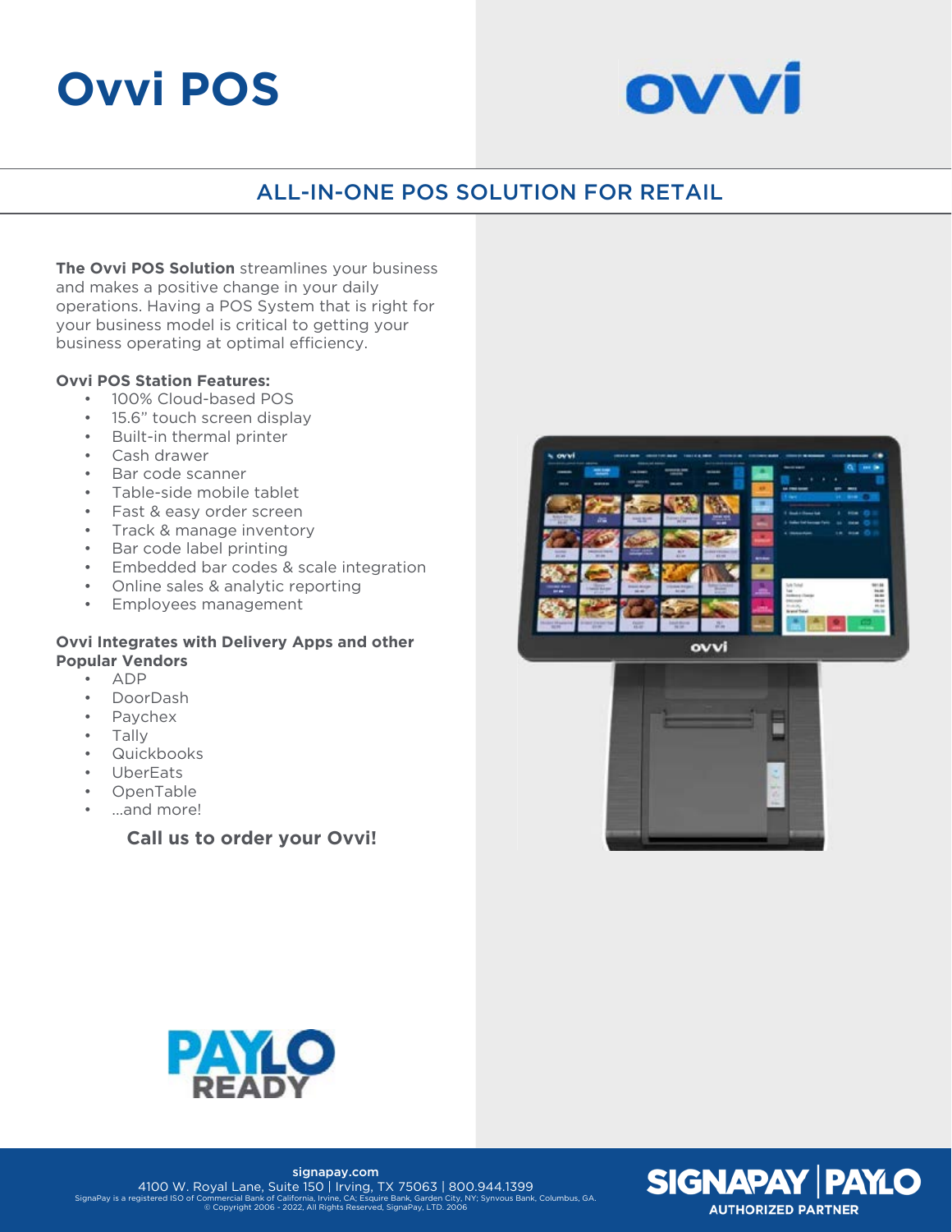# Ovvi POS

## ALL-IN-ONE POS SOLUTION FOR RETAIL

**The Ovvi POS Solution** streamlines your business and makes a positive change in your daily operations. Having a POS System that is right for your business model is critical to getting your business operating at optimal efficiency.

**Ovvi POS Station Features:**

- 100% Cloud-based POS
- 15.6" touch screen display
- Built-in thermal printer
- Cash drawer
- Bar code scanner
- Table-side mobile tablet
- Fast & easy order screen
- Track & manage inventory
- Bar code label printing
- Embedded bar codes & scale integration
- Online sales & analytic reporting
- Employees management

**Ovvi Integrates with Delivery Apps and other Popular Vendors**

- ADP
- DoorDash
- Paychex
- Tally
- Quickbooks
- UberEats
- OpenTable
- ...and more!

**Call us to order your Ovvi!**

PAYLO READY

signapay.com
4100 W. Royal Lane, Suite 150 | Irving, TX 75063 | 800.944.1399
SignaPay is a registered ISO of Commercial Bank of California, Irvine, CA; Esquire Bank, Garden City, NY; Synvous Bank, Columbus, GA.
© Copyright 2006 - 2022, All Rights Reserved, SignaPay, LTD. 2006

SIGNAPAY | PAYLO
AUTHORIZED PARTNER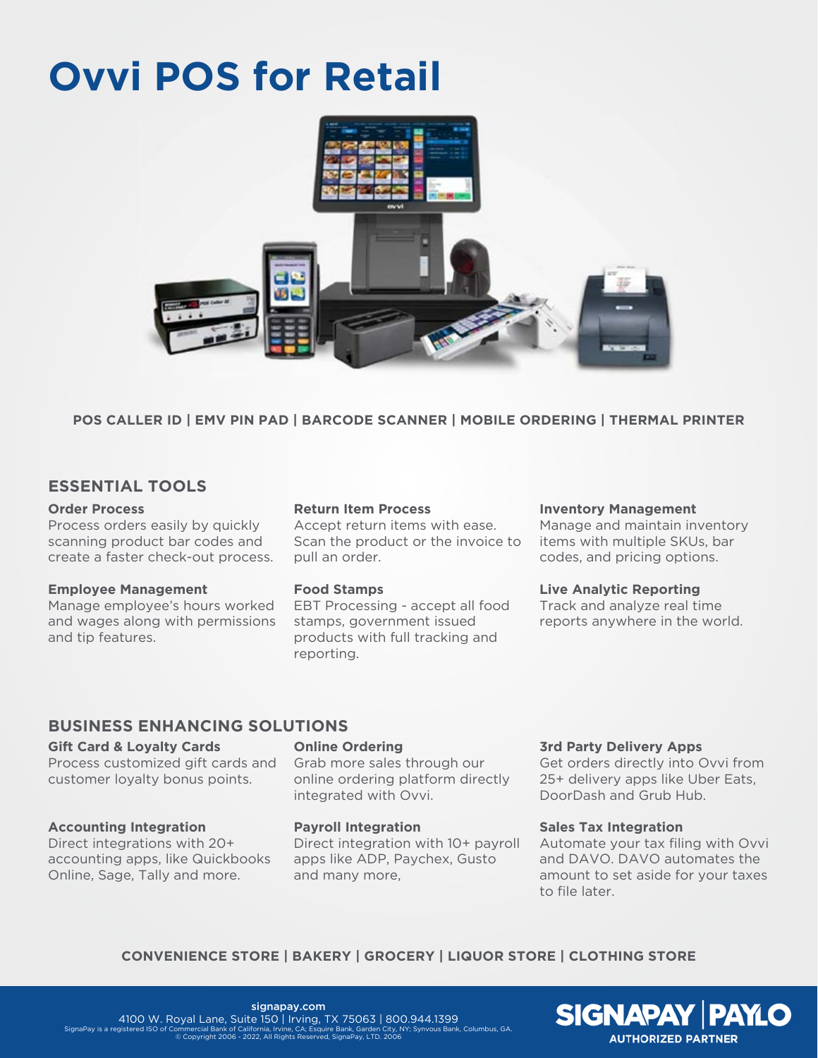# Ovvi POS for Retail

**POS CALLER ID | EMV PIN PAD | BARCODE SCANNER | MOBILE ORDERING | THERMAL PRINTER**

## ESSENTIAL TOOLS

**Order Process**
Process orders easily by quickly scanning product bar codes and create a faster check-out process.

**Return Item Process**
Accept return items with ease. Scan the product or the invoice to pull an order.

**Inventory Management**
Manage and maintain inventory items with multiple SKUs, bar codes, and pricing options.

**Employee Management**
Manage employee's hours worked and wages along with permissions and tip features.

**Food Stamps**
EBT Processing - accept all food stamps, government issued products with full tracking and reporting.

**Live Analytic Reporting**
Track and analyze real time reports anywhere in the world.

## BUSINESS ENHANCING SOLUTIONS

**Gift Card & Loyalty Cards**
Process customized gift cards and customer loyalty bonus points.

**Online Ordering**
Grab more sales through our online ordering platform directly integrated with Ovvi.

**3rd Party Delivery Apps**
Get orders directly into Ovvi from 25+ delivery apps like Uber Eats, DoorDash and Grub Hub.

**Accounting Integration**
Direct integrations with 20+ accounting apps, like Quickbooks Online, Sage, Tally and more.

**Payroll Integration**
Direct integration with 10+ payroll apps like ADP, Paychex, Gusto and many more,

**Sales Tax Integration**
Automate your tax filing with Ovvi and DAVO. DAVO automates the amount to set aside for your taxes to file later.

**CONVENIENCE STORE | BAKERY | GROCERY | LIQUOR STORE | CLOTHING STORE**

signapay.com
4100 W. Royal Lane, Suite 150 | Irving, TX 75063 | 800.944.1399
SignaPay is a registered ISO of Commercial Bank of California, Irvine, CA; Esquire Bank, Garden City, NY; Synvous Bank, Columbus, GA.
© Copyright 2006 - 2022, All Rights Reserved, SignaPay, LTD. 2006

SIGNAPAY | PAYLO
AUTHORIZED PARTNER